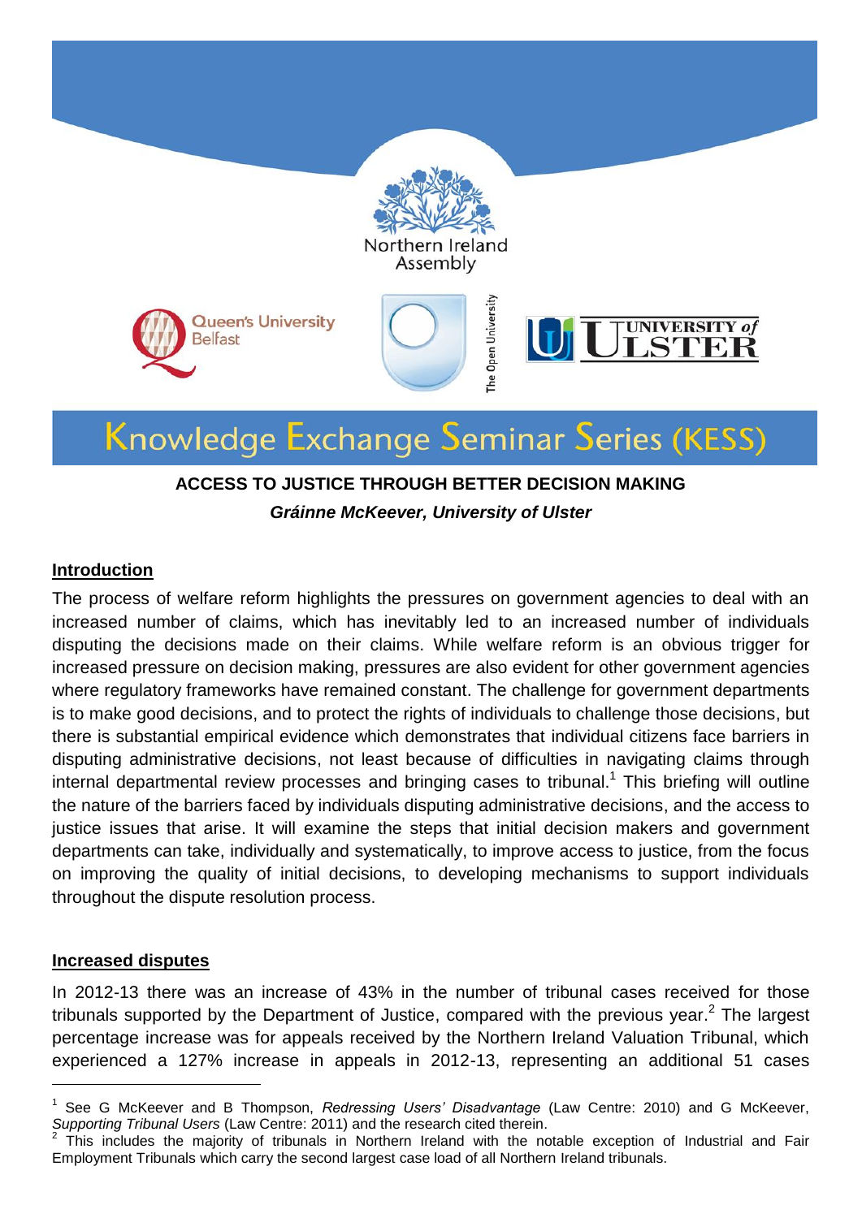Northern Ireland Assembly

Queen's University Belfast

The Open University

University of Ulster

# Knowledge Exchange Seminar Series (KESS)

**ACCESS TO JUSTICE THROUGH BETTER DECISION MAKING**

***Gráinne McKeever, University of Ulster***

## Introduction

The process of welfare reform highlights the pressures on government agencies to deal with an increased number of claims, which has inevitably led to an increased number of individuals disputing the decisions made on their claims. While welfare reform is an obvious trigger for increased pressure on decision making, pressures are also evident for other government agencies where regulatory frameworks have remained constant. The challenge for government departments is to make good decisions, and to protect the rights of individuals to challenge those decisions, but there is substantial empirical evidence which demonstrates that individual citizens face barriers in disputing administrative decisions, not least because of difficulties in navigating claims through internal departmental review processes and bringing cases to tribunal.[1] This briefing will outline the nature of the barriers faced by individuals disputing administrative decisions, and the access to justice issues that arise. It will examine the steps that initial decision makers and government departments can take, individually and systematically, to improve access to justice, from the focus on improving the quality of initial decisions, to developing mechanisms to support individuals throughout the dispute resolution process.

## Increased disputes

In 2012-13 there was an increase of 43% in the number of tribunal cases received for those tribunals supported by the Department of Justice, compared with the previous year.[2] The largest percentage increase was for appeals received by the Northern Ireland Valuation Tribunal, which experienced a 127% increase in appeals in 2012-13, representing an additional 51 cases

---

[1] See G McKeever and B Thompson, *Redressing Users' Disadvantage* (Law Centre: 2010) and G McKeever, *Supporting Tribunal Users* (Law Centre: 2011) and the research cited therein.

[2] This includes the majority of tribunals in Northern Ireland with the notable exception of Industrial and Fair Employment Tribunals which carry the second largest case load of all Northern Ireland tribunals.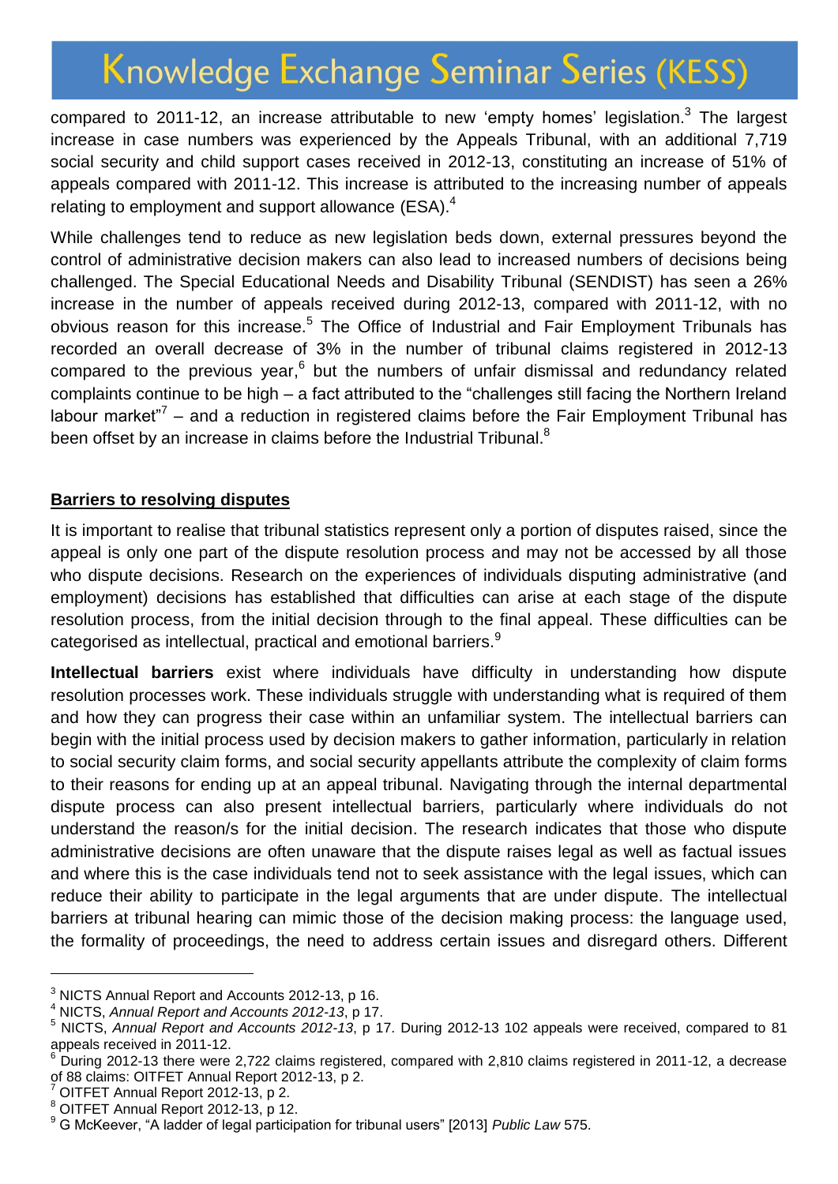compared to 2011-12, an increase attributable to new 'empty homes' legislation.[3] The largest increase in case numbers was experienced by the Appeals Tribunal, with an additional 7,719 social security and child support cases received in 2012-13, constituting an increase of 51% of appeals compared with 2011-12. This increase is attributed to the increasing number of appeals relating to employment and support allowance (ESA).[4]

While challenges tend to reduce as new legislation beds down, external pressures beyond the control of administrative decision makers can also lead to increased numbers of decisions being challenged. The Special Educational Needs and Disability Tribunal (SENDIST) has seen a 26% increase in the number of appeals received during 2012-13, compared with 2011-12, with no obvious reason for this increase.[5] The Office of Industrial and Fair Employment Tribunals has recorded an overall decrease of 3% in the number of tribunal claims registered in 2012-13 compared to the previous year,[6] but the numbers of unfair dismissal and redundancy related complaints continue to be high – a fact attributed to the "challenges still facing the Northern Ireland labour market"[7] – and a reduction in registered claims before the Fair Employment Tribunal has been offset by an increase in claims before the Industrial Tribunal.[8]

## Barriers to resolving disputes

It is important to realise that tribunal statistics represent only a portion of disputes raised, since the appeal is only one part of the dispute resolution process and may not be accessed by all those who dispute decisions. Research on the experiences of individuals disputing administrative (and employment) decisions has established that difficulties can arise at each stage of the dispute resolution process, from the initial decision through to the final appeal. These difficulties can be categorised as intellectual, practical and emotional barriers.[9]

**Intellectual barriers** exist where individuals have difficulty in understanding how dispute resolution processes work. These individuals struggle with understanding what is required of them and how they can progress their case within an unfamiliar system. The intellectual barriers can begin with the initial process used by decision makers to gather information, particularly in relation to social security claim forms, and social security appellants attribute the complexity of claim forms to their reasons for ending up at an appeal tribunal. Navigating through the internal departmental dispute process can also present intellectual barriers, particularly where individuals do not understand the reason/s for the initial decision. The research indicates that those who dispute administrative decisions are often unaware that the dispute raises legal as well as factual issues and where this is the case individuals tend not to seek assistance with the legal issues, which can reduce their ability to participate in the legal arguments that are under dispute. The intellectual barriers at tribunal hearing can mimic those of the decision making process: the language used, the formality of proceedings, the need to address certain issues and disregard others. Different

---

[3] NICTS Annual Report and Accounts 2012-13, p 16.

[4] NICTS, *Annual Report and Accounts 2012-13*, p 17.

[5] NICTS, *Annual Report and Accounts 2012-13*, p 17. During 2012-13 102 appeals were received, compared to 81 appeals received in 2011-12.

[6] During 2012-13 there were 2,722 claims registered, compared with 2,810 claims registered in 2011-12, a decrease of 88 claims: OITFET Annual Report 2012-13, p 2.

[7] OITFET Annual Report 2012-13, p 2.

[8] OITFET Annual Report 2012-13, p 12.

[9] G McKeever, "A ladder of legal participation for tribunal users" [2013] *Public Law* 575.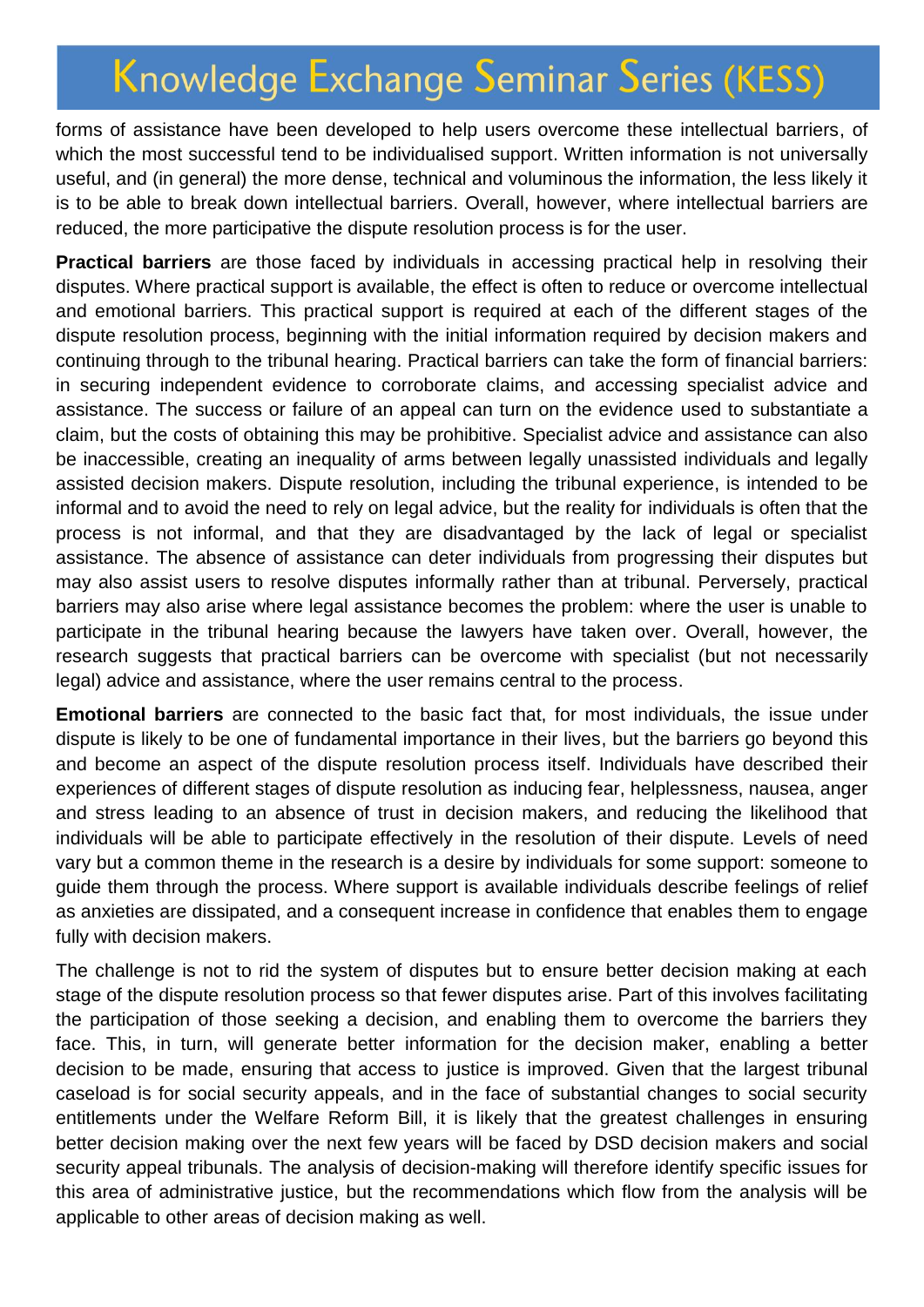forms of assistance have been developed to help users overcome these intellectual barriers, of which the most successful tend to be individualised support. Written information is not universally useful, and (in general) the more dense, technical and voluminous the information, the less likely it is to be able to break down intellectual barriers. Overall, however, where intellectual barriers are reduced, the more participative the dispute resolution process is for the user.

**Practical barriers** are those faced by individuals in accessing practical help in resolving their disputes. Where practical support is available, the effect is often to reduce or overcome intellectual and emotional barriers. This practical support is required at each of the different stages of the dispute resolution process, beginning with the initial information required by decision makers and continuing through to the tribunal hearing. Practical barriers can take the form of financial barriers: in securing independent evidence to corroborate claims, and accessing specialist advice and assistance. The success or failure of an appeal can turn on the evidence used to substantiate a claim, but the costs of obtaining this may be prohibitive. Specialist advice and assistance can also be inaccessible, creating an inequality of arms between legally unassisted individuals and legally assisted decision makers. Dispute resolution, including the tribunal experience, is intended to be informal and to avoid the need to rely on legal advice, but the reality for individuals is often that the process is not informal, and that they are disadvantaged by the lack of legal or specialist assistance. The absence of assistance can deter individuals from progressing their disputes but may also assist users to resolve disputes informally rather than at tribunal. Perversely, practical barriers may also arise where legal assistance becomes the problem: where the user is unable to participate in the tribunal hearing because the lawyers have taken over. Overall, however, the research suggests that practical barriers can be overcome with specialist (but not necessarily legal) advice and assistance, where the user remains central to the process.

**Emotional barriers** are connected to the basic fact that, for most individuals, the issue under dispute is likely to be one of fundamental importance in their lives, but the barriers go beyond this and become an aspect of the dispute resolution process itself. Individuals have described their experiences of different stages of dispute resolution as inducing fear, helplessness, nausea, anger and stress leading to an absence of trust in decision makers, and reducing the likelihood that individuals will be able to participate effectively in the resolution of their dispute. Levels of need vary but a common theme in the research is a desire by individuals for some support: someone to guide them through the process. Where support is available individuals describe feelings of relief as anxieties are dissipated, and a consequent increase in confidence that enables them to engage fully with decision makers.

The challenge is not to rid the system of disputes but to ensure better decision making at each stage of the dispute resolution process so that fewer disputes arise. Part of this involves facilitating the participation of those seeking a decision, and enabling them to overcome the barriers they face. This, in turn, will generate better information for the decision maker, enabling a better decision to be made, ensuring that access to justice is improved. Given that the largest tribunal caseload is for social security appeals, and in the face of substantial changes to social security entitlements under the Welfare Reform Bill, it is likely that the greatest challenges in ensuring better decision making over the next few years will be faced by DSD decision makers and social security appeal tribunals. The analysis of decision-making will therefore identify specific issues for this area of administrative justice, but the recommendations which flow from the analysis will be applicable to other areas of decision making as well.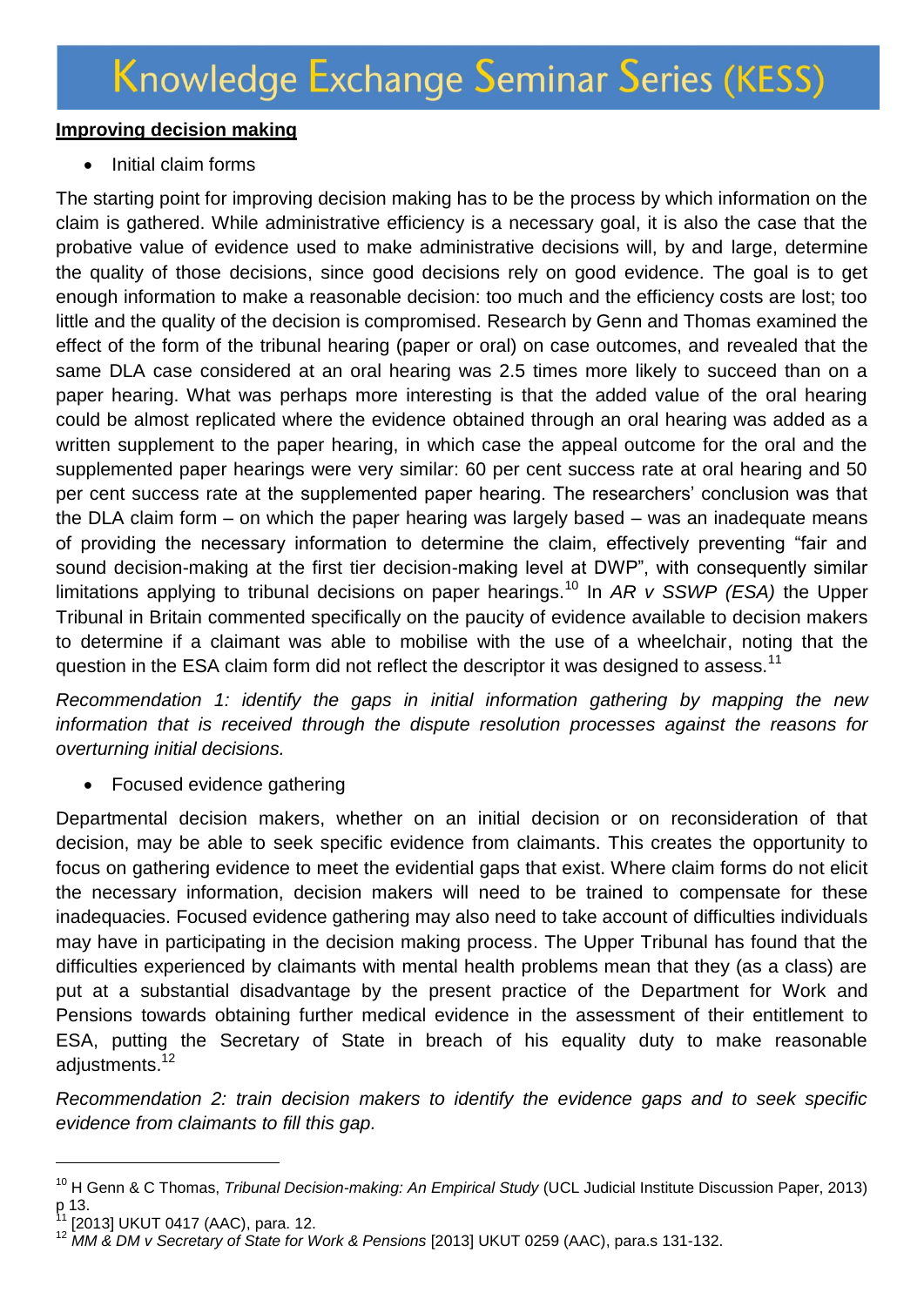**Improving decision making**

- Initial claim forms

The starting point for improving decision making has to be the process by which information on the claim is gathered. While administrative efficiency is a necessary goal, it is also the case that the probative value of evidence used to make administrative decisions will, by and large, determine the quality of those decisions, since good decisions rely on good evidence. The goal is to get enough information to make a reasonable decision: too much and the efficiency costs are lost; too little and the quality of the decision is compromised. Research by Genn and Thomas examined the effect of the form of the tribunal hearing (paper or oral) on case outcomes, and revealed that the same DLA case considered at an oral hearing was 2.5 times more likely to succeed than on a paper hearing. What was perhaps more interesting is that the added value of the oral hearing could be almost replicated where the evidence obtained through an oral hearing was added as a written supplement to the paper hearing, in which case the appeal outcome for the oral and the supplemented paper hearings were very similar: 60 per cent success rate at oral hearing and 50 per cent success rate at the supplemented paper hearing. The researchers' conclusion was that the DLA claim form – on which the paper hearing was largely based – was an inadequate means of providing the necessary information to determine the claim, effectively preventing "fair and sound decision-making at the first tier decision-making level at DWP", with consequently similar limitations applying to tribunal decisions on paper hearings.[10] In *AR v SSWP (ESA)* the Upper Tribunal in Britain commented specifically on the paucity of evidence available to decision makers to determine if a claimant was able to mobilise with the use of a wheelchair, noting that the question in the ESA claim form did not reflect the descriptor it was designed to assess.[11]

*Recommendation 1: identify the gaps in initial information gathering by mapping the new information that is received through the dispute resolution processes against the reasons for overturning initial decisions.*

- Focused evidence gathering

Departmental decision makers, whether on an initial decision or on reconsideration of that decision, may be able to seek specific evidence from claimants. This creates the opportunity to focus on gathering evidence to meet the evidential gaps that exist. Where claim forms do not elicit the necessary information, decision makers will need to be trained to compensate for these inadequacies. Focused evidence gathering may also need to take account of difficulties individuals may have in participating in the decision making process. The Upper Tribunal has found that the difficulties experienced by claimants with mental health problems mean that they (as a class) are put at a substantial disadvantage by the present practice of the Department for Work and Pensions towards obtaining further medical evidence in the assessment of their entitlement to ESA, putting the Secretary of State in breach of his equality duty to make reasonable adjustments.[12]

*Recommendation 2: train decision makers to identify the evidence gaps and to seek specific evidence from claimants to fill this gap.*

---

[10] H Genn & C Thomas, *Tribunal Decision-making: An Empirical Study* (UCL Judicial Institute Discussion Paper, 2013) p 13.

[11] [2013] UKUT 0417 (AAC), para. 12.

[12] *MM & DM v Secretary of State for Work & Pensions* [2013] UKUT 0259 (AAC), para.s 131-132.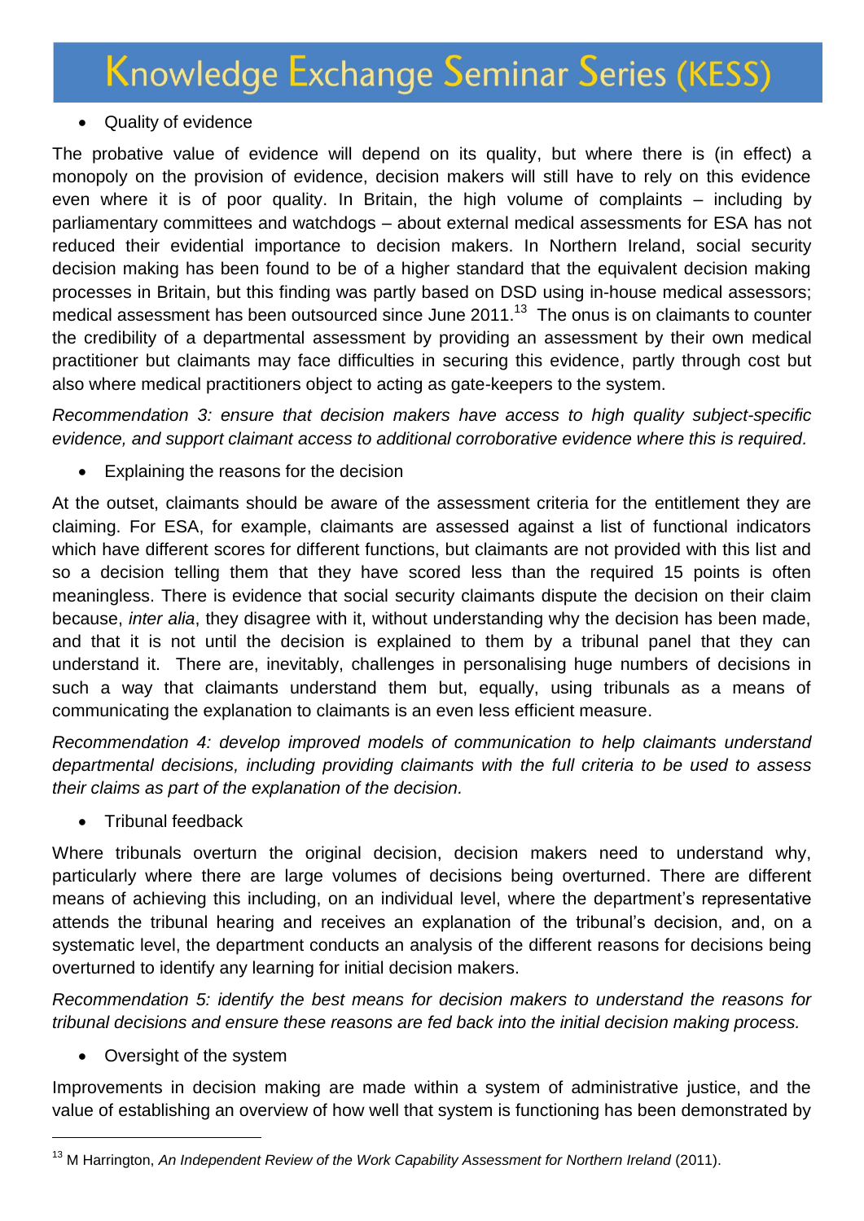- Quality of evidence

The probative value of evidence will depend on its quality, but where there is (in effect) a monopoly on the provision of evidence, decision makers will still have to rely on this evidence even where it is of poor quality. In Britain, the high volume of complaints – including by parliamentary committees and watchdogs – about external medical assessments for ESA has not reduced their evidential importance to decision makers. In Northern Ireland, social security decision making has been found to be of a higher standard that the equivalent decision making processes in Britain, but this finding was partly based on DSD using in-house medical assessors; medical assessment has been outsourced since June 2011.[13] The onus is on claimants to counter the credibility of a departmental assessment by providing an assessment by their own medical practitioner but claimants may face difficulties in securing this evidence, partly through cost but also where medical practitioners object to acting as gate-keepers to the system.

*Recommendation 3: ensure that decision makers have access to high quality subject-specific evidence, and support claimant access to additional corroborative evidence where this is required.*

- Explaining the reasons for the decision

At the outset, claimants should be aware of the assessment criteria for the entitlement they are claiming. For ESA, for example, claimants are assessed against a list of functional indicators which have different scores for different functions, but claimants are not provided with this list and so a decision telling them that they have scored less than the required 15 points is often meaningless. There is evidence that social security claimants dispute the decision on their claim because, *inter alia*, they disagree with it, without understanding why the decision has been made, and that it is not until the decision is explained to them by a tribunal panel that they can understand it. There are, inevitably, challenges in personalising huge numbers of decisions in such a way that claimants understand them but, equally, using tribunals as a means of communicating the explanation to claimants is an even less efficient measure.

*Recommendation 4: develop improved models of communication to help claimants understand departmental decisions, including providing claimants with the full criteria to be used to assess their claims as part of the explanation of the decision.*

- Tribunal feedback

Where tribunals overturn the original decision, decision makers need to understand why, particularly where there are large volumes of decisions being overturned. There are different means of achieving this including, on an individual level, where the department's representative attends the tribunal hearing and receives an explanation of the tribunal's decision, and, on a systematic level, the department conducts an analysis of the different reasons for decisions being overturned to identify any learning for initial decision makers.

*Recommendation 5: identify the best means for decision makers to understand the reasons for tribunal decisions and ensure these reasons are fed back into the initial decision making process.*

- Oversight of the system

Improvements in decision making are made within a system of administrative justice, and the value of establishing an overview of how well that system is functioning has been demonstrated by

[13] M Harrington, *An Independent Review of the Work Capability Assessment for Northern Ireland* (2011).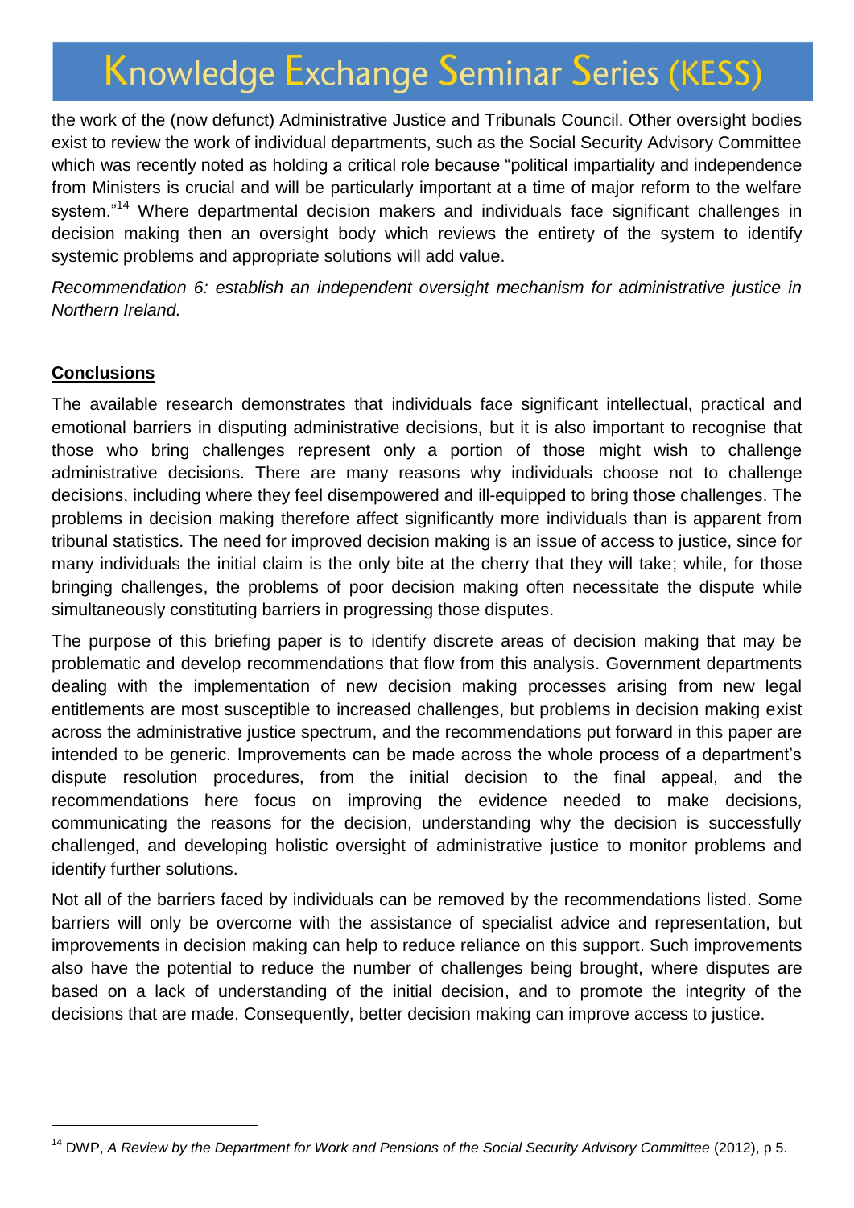the work of the (now defunct) Administrative Justice and Tribunals Council. Other oversight bodies exist to review the work of individual departments, such as the Social Security Advisory Committee which was recently noted as holding a critical role because "political impartiality and independence from Ministers is crucial and will be particularly important at a time of major reform to the welfare system."[14] Where departmental decision makers and individuals face significant challenges in decision making then an oversight body which reviews the entirety of the system to identify systemic problems and appropriate solutions will add value.

*Recommendation 6: establish an independent oversight mechanism for administrative justice in Northern Ireland.*

## Conclusions

The available research demonstrates that individuals face significant intellectual, practical and emotional barriers in disputing administrative decisions, but it is also important to recognise that those who bring challenges represent only a portion of those might wish to challenge administrative decisions. There are many reasons why individuals choose not to challenge decisions, including where they feel disempowered and ill-equipped to bring those challenges. The problems in decision making therefore affect significantly more individuals than is apparent from tribunal statistics. The need for improved decision making is an issue of access to justice, since for many individuals the initial claim is the only bite at the cherry that they will take; while, for those bringing challenges, the problems of poor decision making often necessitate the dispute while simultaneously constituting barriers in progressing those disputes.

The purpose of this briefing paper is to identify discrete areas of decision making that may be problematic and develop recommendations that flow from this analysis. Government departments dealing with the implementation of new decision making processes arising from new legal entitlements are most susceptible to increased challenges, but problems in decision making exist across the administrative justice spectrum, and the recommendations put forward in this paper are intended to be generic. Improvements can be made across the whole process of a department's dispute resolution procedures, from the initial decision to the final appeal, and the recommendations here focus on improving the evidence needed to make decisions, communicating the reasons for the decision, understanding why the decision is successfully challenged, and developing holistic oversight of administrative justice to monitor problems and identify further solutions.

Not all of the barriers faced by individuals can be removed by the recommendations listed. Some barriers will only be overcome with the assistance of specialist advice and representation, but improvements in decision making can help to reduce reliance on this support. Such improvements also have the potential to reduce the number of challenges being brought, where disputes are based on a lack of understanding of the initial decision, and to promote the integrity of the decisions that are made. Consequently, better decision making can improve access to justice.

[14] DWP, *A Review by the Department for Work and Pensions of the Social Security Advisory Committee* (2012), p 5.